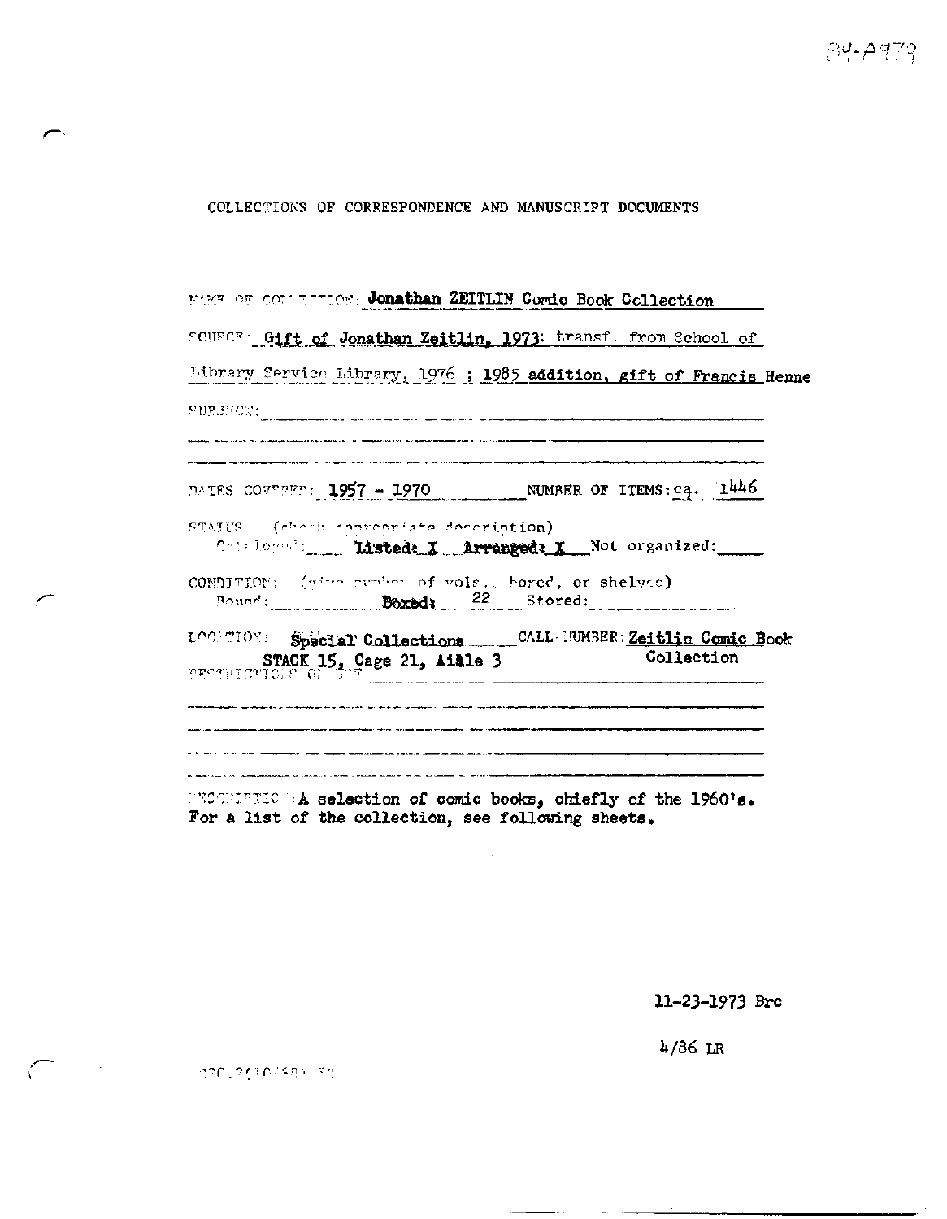84-A979

COLLECTIONS OF CORRESPONDENCE AND MANUSCRIPT DOCUMENTS

NAME OF COLLECTION: **Jonathan ZEITLIN Comic Book Collection**

SOURCE: **Gift of Jonathan Zeitlin, 1973**; transf. from School of Library Service Library, 1976 ; **1985 addition, gift of Francis** Henne

SUBJECT:

DATES COVERED: **1957 - 1970** NUMBER OF ITEMS: ca. 1446

STATUS (check appropriate description)
Cataloged: ____ **Listed: X** **Arranged: X** Not organized: ____

CONDITION: (give number of vols., boxed, or shelves)
Bound: ____ **Boxed:** 22 Stored: ____

LOCATION: **Special Collections** CALL NUMBER: **Zeitlin Comic Book Collection**
**STACK 15, Cage 21, Aisle 3**

RESTRICTIONS ON USE:

DESCRIPTION: **A selection of comic books, chiefly of the 1960's. For a list of the collection, see following sheets.**

**11-23-1973 Brc**

4/86 LR

020.2(10/68) 52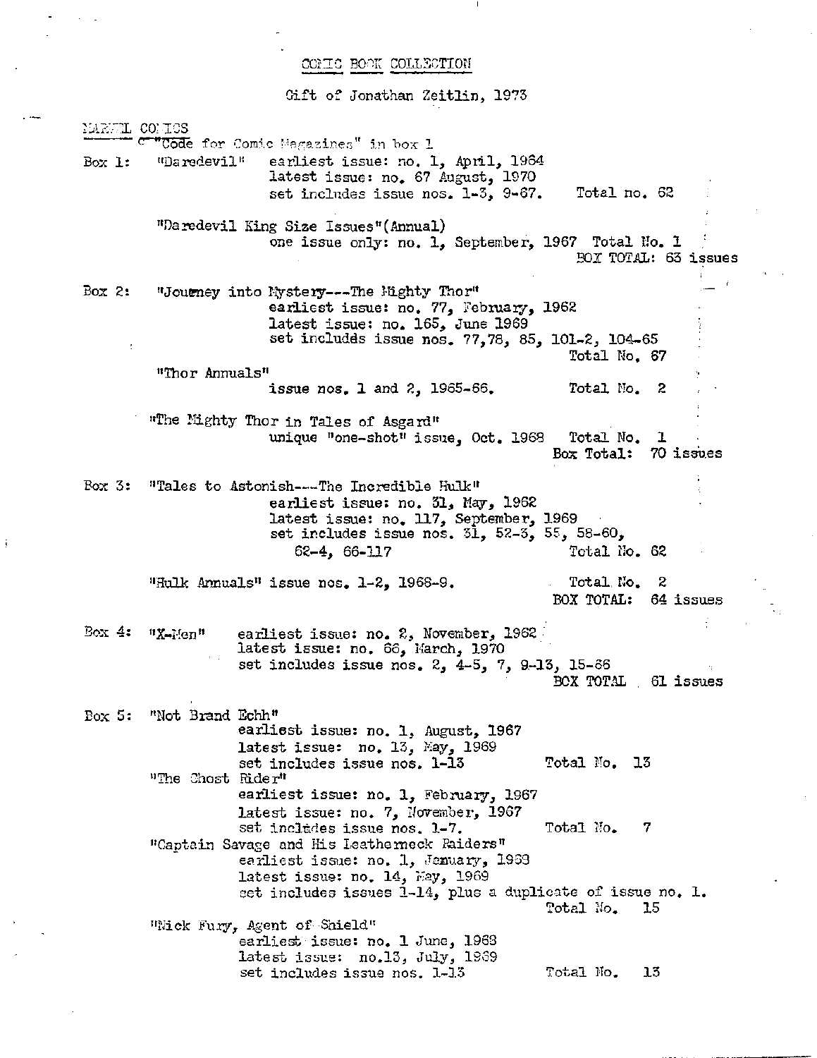# COMIC BOOK COLLECTION

Gift of Jonathan Zeitlin, 1973

## MARVEL COMICS

"Code for Comic Magazines" in box 1

**Box 1:** "Daredevil" earliest issue: no. 1, April, 1964
latest issue: no. 67 August, 1970
set includes issue nos. 1-3, 9-67. Total no. 62

"Daredevil King Size Issues"(Annual)
one issue only: no. 1, September, 1967 Total No. 1

BOX TOTAL: 63 issues

**Box 2:** "Journey into Mystery---The Mighty Thor"
earliest issue: no. 77, February, 1962
latest issue: no. 165, June 1969
set includes issue nos. 77,78, 85, 101-2, 104-65
Total No. 67

"Thor Annuals"
issue nos. 1 and 2, 1965-66. Total No. 2

"The Mighty Thor in Tales of Asgard"
unique "one-shot" issue, Oct. 1968 Total No. 1

Box Total: 70 issues

**Box 3:** "Tales to Astonish---The Incredible Hulk"
earliest issue: no. 31, May, 1962
latest issue: no. 117, September, 1969
set includes issue nos. 31, 52-3, 55, 58-60, 62-4, 66-117 Total No. 62

"Hulk Annuals" issue nos. 1-2, 1968-9. Total No. 2

BOX TOTAL: 64 issues

**Box 4:** "X-Men" earliest issue: no. 2, November, 1962
latest issue: no. 66, March, 1970
set includes issue nos. 2, 4-5, 7, 9-13, 15-66

BOX TOTAL 61 issues

**Box 5:** "Not Brand Echh"
earliest issue: no. 1, August, 1967
latest issue: no. 13, May, 1969
set includes issue nos. 1-13 Total No. 13

"The Ghost Rider"
earliest issue: no. 1, February, 1967
latest issue: no. 7, November, 1967
set includes issue nos. 1-7. Total No. 7

"Captain Savage and His Leatherneck Raiders"
earliest issue: no. 1, January, 1968
latest issue: no. 14, May, 1969
set includes issues 1-14, plus a duplicate of issue no. 1.
Total No. 15

"Nick Fury, Agent of Shield"
earliest issue: no. 1 June, 1968
latest issue: no.13, July, 1969
set includes issue nos. 1-13 Total No. 13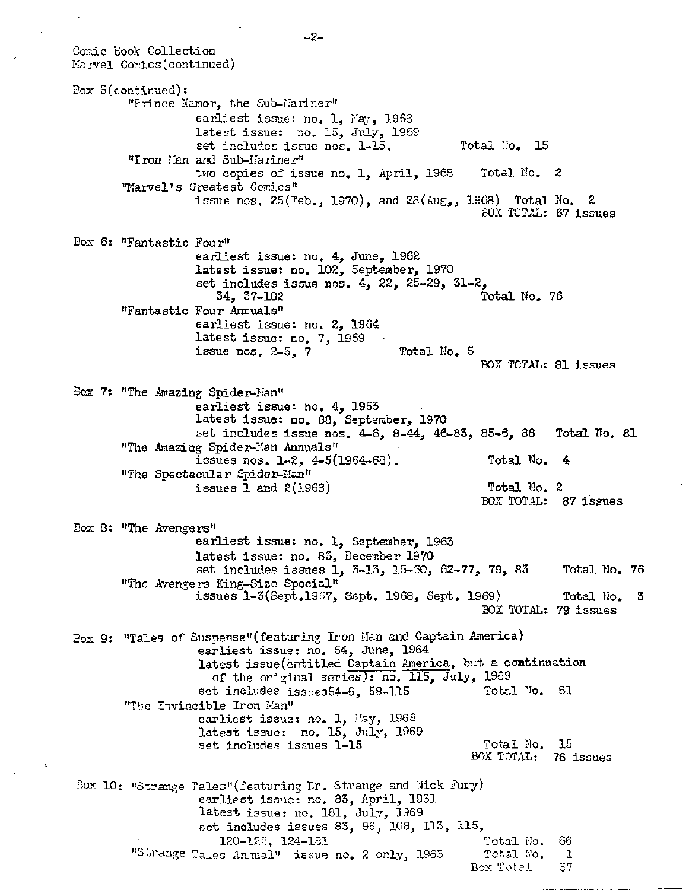Comic Book Collection
Marvel Comics(continued)

Box 5(continued):

"Prince Namor, the Sub-Mariner"
- earliest issue: no. 1, May, 1968
- latest issue: no. 15, July, 1969
- set includes issue nos. 1-15. Total No. 15

"Iron Man and Sub-Mariner"
- two copies of issue no. 1, April, 1968 Total No. 2

"Marvel's Greatest Comics"
- issue nos. 25(Feb., 1970), and 28(Aug., 1968) Total No. 2

BOX TOTAL: 67 issues

Box 6: "Fantastic Four"
- earliest issue: no. 4, June, 1962
- latest issue: no. 102, September, 1970
- set includes issue nos. 4, 22, 25-29, 31-2, 34, 37-102 Total No. 76

"Fantastic Four Annuals"
- earliest issue: no. 2, 1964
- latest issue: no. 7, 1969
- issue nos. 2-5, 7 Total No. 5

BOX TOTAL: 81 issues

Box 7: "The Amazing Spider-Man"
- earliest issue: no. 4, 1963
- latest issue: no. 88, September, 1970
- set includes issue nos. 4-6, 8-44, 46-83, 85-6, 88 Total No. 81

"The Amazing Spider-Man Annuals"
- issues nos. 1-2, 4-5(1964-68). Total No. 4

"The Spectacular Spider-Man"
- issues 1 and 2(1968) Total No. 2

BOX TOTAL: 87 issues

Box 8: "The Avengers"
- earliest issue: no. 1, September, 1963
- latest issue: no. 83, December 1970
- set includes issues 1, 3-13, 15-30, 62-77, 79, 83 Total No. 76

"The Avengers King-Size Special"
- issues 1-3(Sept.1967, Sept. 1968, Sept. 1969) Total No. 3

BOX TOTAL: 79 issues

Box 9: "Tales of Suspense"(featuring Iron Man and Captain America)
- earliest issue: no. 54, June, 1964
- latest issue(entitled Captain America, but a continuation of the original series): no. 115, July, 1969
- set includes issues54-6, 58-115 Total No. 61

"The Invincible Iron Man"
- earliest issue: no. 1, May, 1968
- latest issue: no. 15, July, 1969
- set includes issues 1-15 Total No. 15

BOX TOTAL: 76 issues

Box 10: "Strange Tales"(featuring Dr. Strange and Nick Fury)
- earliest issue: no. 83, April, 1961
- latest issue: no. 181, July, 1969
- set includes issues 83, 96, 108, 113, 115, 120-122, 124-181 Total No. 66

"Strange Tales Annual" issue no. 2 only, 1963 Total No. 1

Box Total 67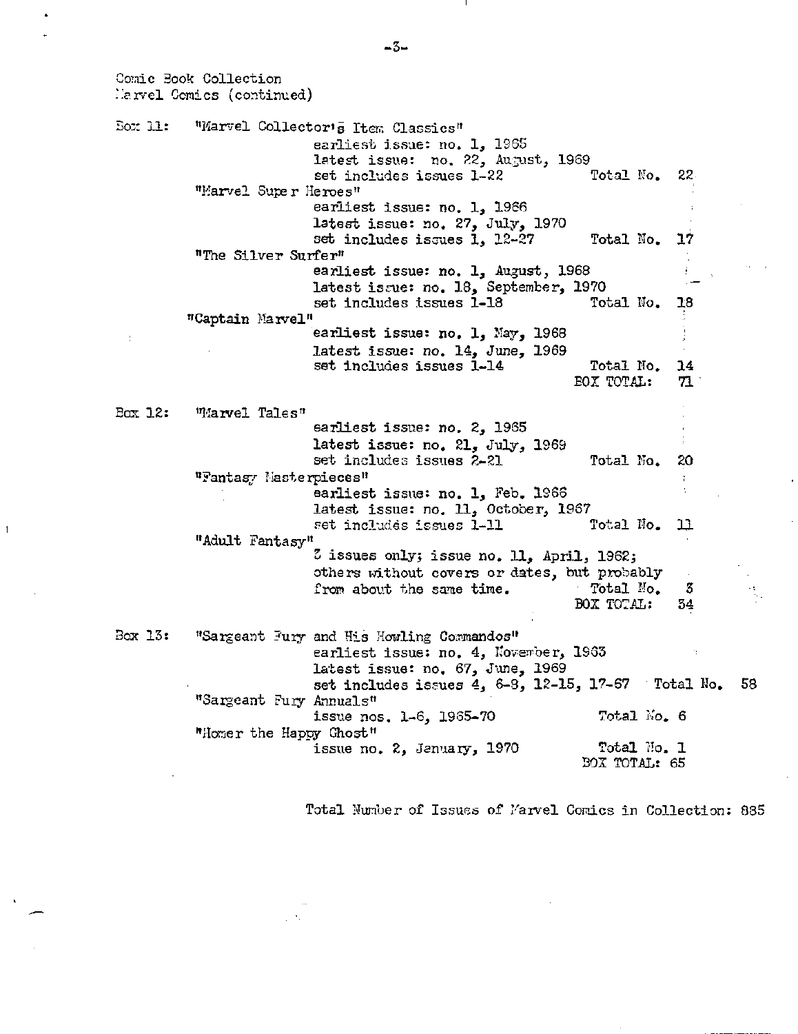Comic Book Collection
Marvel Comics (continued)

**Box 11:**

"Marvel Collector's Item Classics"
earliest issue: no. 1, 1965
latest issue: no. 22, August, 1969
set includes issues 1-22 — Total No. 22

"Marvel Super Heroes"
earliest issue: no. 1, 1966
latest issue: no. 27, July, 1970
set includes issues 1, 12-27 — Total No. 17

"The Silver Surfer"
earliest issue: no. 1, August, 1968
latest issue: no. 18, September, 1970
set includes issues 1-18 — Total No. 18

"Captain Marvel"
earliest issue: no. 1, May, 1968
latest issue: no. 14, June, 1969
set includes issues 1-14 — Total No. 14

BOX TOTAL: 71

**Box 12:**

"Marvel Tales"
earliest issue: no. 2, 1965
latest issue: no. 21, July, 1969
set includes issues 2-21 — Total No. 20

"Fantasy Masterpieces"
earliest issue: no. 1, Feb. 1966
latest issue: no. 11, October, 1967
set includes issues 1-11 — Total No. 11

"Adult Fantasy"
3 issues only; issue no. 11, April, 1962; others without covers or dates, but probably from about the same time. — Total No. 3

BOX TOTAL: 34

**Box 13:**

"Sargeant Fury and His Howling Commandos"
earliest issue: no. 4, November, 1963
latest issue: no. 67, June, 1969
set includes issues 4, 6-8, 12-15, 17-67 — Total No. 58

"Sargeant Fury Annuals"
issue nos. 1-6, 1965-70 — Total No. 6

"Homer the Happy Ghost"
issue no. 2, January, 1970 — Total No. 1

BOX TOTAL: 65

Total Number of Issues of Marvel Comics in Collection: 885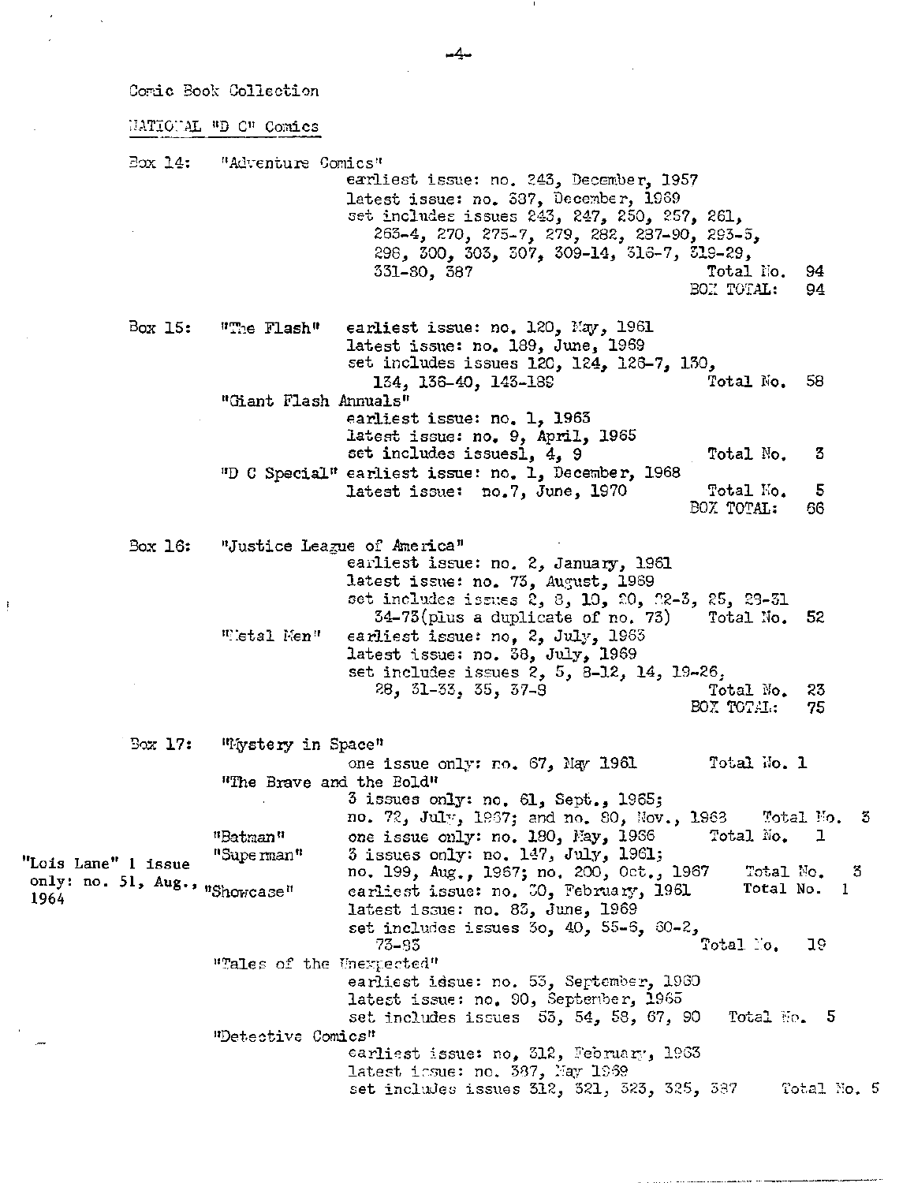Comic Book Collection

NATIONAL "D C" Comics

Box 14: "Adventure Comics"
earliest issue: no. 243, December, 1957
latest issue: no. 387, December, 1969
set includes issues 243, 247, 250, 257, 261, 263-4, 270, 275-7, 279, 282, 287-90, 293-5, 298, 300, 303, 307, 309-14, 316-7, 319-29, 331-80, 387 — Total No. 94
BOX TOTAL: 94

Box 15: "The Flash" earliest issue: no. 120, May, 1961
latest issue: no. 189, June, 1969
set includes issues 120, 124, 126-7, 130, 134, 136-40, 143-189 — Total No. 58

"Giant Flash Annuals"
earliest issue: no. 1, 1963
latest issue: no. 9, April, 1965
set includes issuesl, 4, 9 — Total No. 3

"D C Special" earliest issue: no. 1, December, 1968
latest issue: no.7, June, 1970 — Total No. 5
BOX TOTAL: 66

Box 16: "Justice League of America"
earliest issue: no. 2, January, 1961
latest issue: no. 73, August, 1969
set includes issues 2, 8, 10, 20, 22-3, 25, 29-31 34-73(plus a duplicate of no. 73) — Total No. 52

"Metal Men" earliest issue: no, 2, July, 1963
latest issue: no. 38, July, 1969
set includes issues 2, 5, 8-12, 14, 19-26, 28, 31-33, 35, 37-8 — Total No. 23
BOX TOTAL: 75

Box 17: "Mystery in Space"
one issue only: no. 67, May 1961 — Total No. 1

"The Brave and the Bold"
3 issues only: no. 61, Sept., 1965; no. 72, July, 1967; and no. 80, Nov., 1968 — Total No. 3

"Batman" one issue only: no. 180, May, 1966 — Total No. 1

"Superman" 3 issues only: no. 147, July, 1961; no. 199, Aug., 1967; no. 200, Oct., 1967 — Total No. 3

"Lois Lane" 1 issue only: no. 51, Aug., 1964 — Total No. 1

"Showcase" earliest issue: no. 30, February, 1961
latest issue: no. 83, June, 1969
set includes issues 3o, 40, 55-6, 60-2, 73-83 — Total No. 19

"Tales of the Unexpected"
earliest idsue: no. 53, September, 1960
latest issue: no. 90, September, 1965
set includes issues 53, 54, 58, 67, 90 — Total No. 5

"Detective Comics"
earliest issue: no, 312, February, 1963
latest issue: no. 387, May 1969
set includes issues 312, 321, 323, 325, 387 — Total No. 5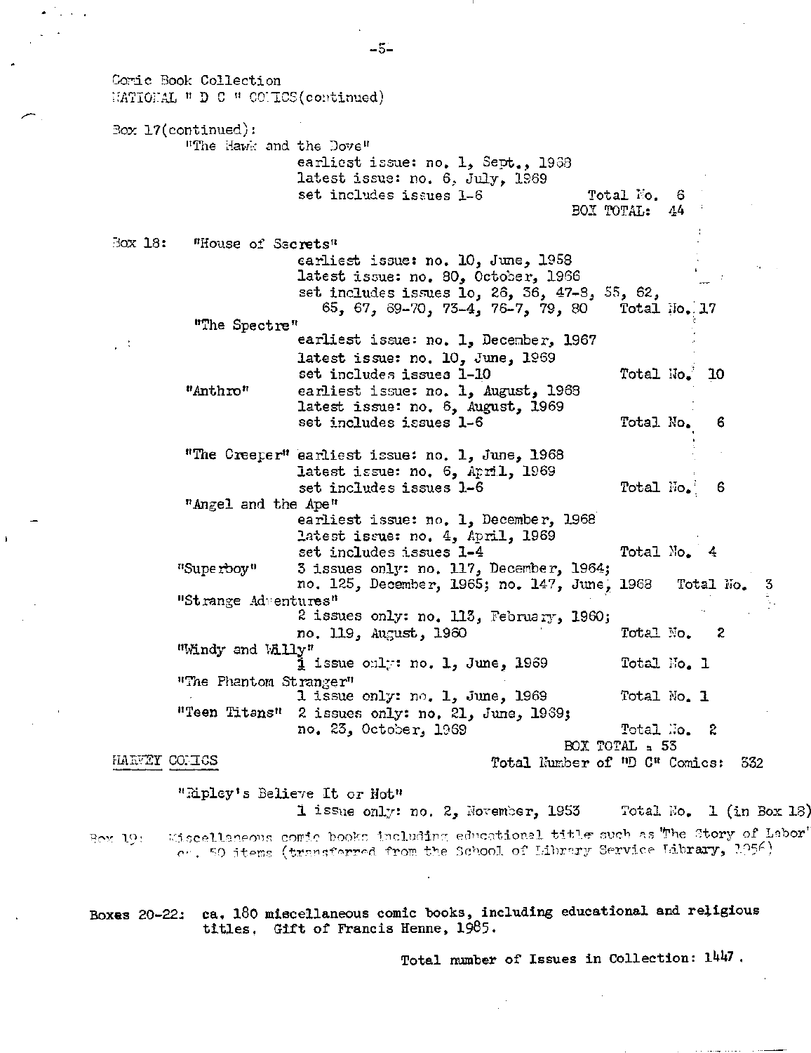Comic Book Collection
NATIONAL " D C " COMICS(continued)

Box 17(continued):

"The Hawk and the Dove"
earliest issue: no. 1, Sept., 1968
latest issue: no. 6, July, 1969
set includes issues 1-6 — Total No. 6

BOX TOTAL: 44

Box 18: "House of Secrets"
earliest issue: no. 10, June, 1958
latest issue: no. 80, October, 1966
set includes issues 10, 26, 36, 47-8, 55, 62, 65, 67, 69-70, 73-4, 76-7, 79, 80 — Total No. 17

"The Spectre"
earliest issue: no. 1, December, 1967
latest issue: no. 10, June, 1969
set includes issues 1-10 — Total No. 10

"Anthro" earliest issue: no. 1, August, 1968
latest issue: no. 6, August, 1969
set includes issues 1-6 — Total No. 6

"The Creeper" earliest issue: no. 1, June, 1968
latest issue: no. 6, April, 1969
set includes issues 1-6 — Total No. 6

"Angel and the Ape"
earliest issue: no. 1, December, 1968
latest issue: no. 4, April, 1969
set includes issues 1-4 — Total No. 4

"Superboy" 3 issues only: no. 117, December, 1964; no. 125, December, 1965; no. 147, June, 1968 — Total No. 3

"Strange Adventures"
2 issues only: no. 113, February, 1960; no. 119, August, 1960 — Total No. 2

"Windy and Willy"
1 issue only: no. 1, June, 1969 — Total No. 1

"The Phantom Stranger"
1 issue only: no. 1, June, 1969 — Total No. 1

"Teen Titans" 2 issues only: no. 21, June, 1969; no. 23, October, 1969 — Total No. 2

BOX TOTAL = 53

Total Number of "D C" Comics: 632

HARVEY COMICS

"Ripley's Believe It or Not"
1 issue only: no. 2, November, 1953 — Total No. 1 (in Box 18)

Box 19: Miscellaneous comic books including educational title such as "The Story of Labor" ca. 50 items (transferred from the School of Library Service Library, 1956)

Boxes 20-22: ca. 180 miscellaneous comic books, including educational and religious titles. Gift of Francis Henne, 1985.

Total number of Issues in Collection: 1447.